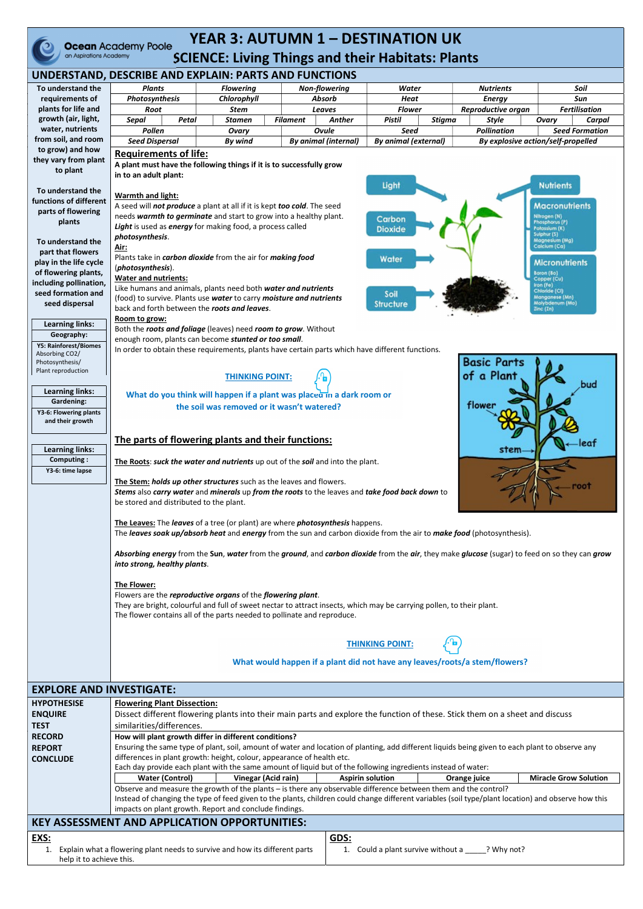Ocean Academy Poole – an Aspirations Academy

# YEAR 3: AUTUMN 1 – DESTINATION UK

## SCIENCE: Living Things and their Habitats: Plants

## UNDERSTAND, DESCRIBE AND EXPLAIN: PARTS AND FUNCTIONS

To understand the requirements of plants for life and growth (air, light, water, nutrients from soil, and room to grow) and how they vary from plant to plant

To understand the functions of different parts of flowering plants

To understand the part that flowers play in the life cycle of flowering plants, including pollination, seed formation and seed dispersal

| Learning links: Geography: |
|---|
| Y5: Rainforest/Biomes Absorbing CO2/ Photosynthesis/ Plant reproduction |

| Learning links: Gardening: |
|---|
| Y3-6: Flowering plants and their growth |

| Learning links: Computing: |
|---|
| Y3-6: time lapse |

**Vocabulary:**

| | | | | | |
|---|---|---|---|---|---|
| *Plants* | *Flowering* | *Non-flowering* | *Water* | *Nutrients* | *Soil* |
| *Photosynthesis* | *Chlorophyll* | *Absorb* | *Heat* | *Energy* | *Sun* |
| *Root* | *Stem* | *Leaves* | *Flower* | *Reproductive organ* | *Fertilisation* |
| *Sepal*, *Petal* | *Stamen* | *Filament*, *Anther* | *Pistil*, *Stigma* | *Style* | *Ovary*, *Carpal* |
| *Pollen* | *Ovary* | *Ovule* | *Seed* | *Pollination* | *Seed Formation* |
| *Seed Dispersal* | *By wind* | *By animal (internal)* | *By animal (external)* | *By explosive action/self-propelled* | |

### Requirements of life:

**A plant must have the following things if it is to successfully grow in to an adult plant:**

**Warmth and light:**
A seed will ***not produce*** a plant at all if it is kept ***too cold***. The seed needs ***warmth to germinate*** and start to grow into a healthy plant. ***Light*** is used as ***energy*** for making food, a process called ***photosynthesis***.

**Air:**
Plants take in ***carbon dioxide*** from the air for ***making food*** (***photosynthesis***).

**Water and nutrients:**
Like humans and animals, plants need both ***water and nutrients*** (food) to survive. Plants use ***water*** to carry ***moisture and nutrients*** back and forth between the ***roots and leaves***.

**Room to grow:**
Both the ***roots and foliage*** (leaves) need ***room to grow***. Without enough room, plants can become ***stunted or too small***.

In order to obtain these requirements, plants have certain parts which have different functions.

**THINKING POINT:**

**What do you think will happen if a plant was placed in a dark room or the soil was removed or it wasn't watered?**

### The parts of flowering plants and their functions:

**The Roots**: ***suck the water and nutrients*** up out of the ***soil*** and into the plant.

**The Stem:** ***holds up other structures*** such as the leaves and flowers.
***Stems*** also ***carry water*** and ***minerals*** up ***from the roots*** to the leaves and ***take food back down*** to be stored and distributed to the plant.

**The Leaves:** The ***leaves*** of a tree (or plant) are where ***photosynthesis*** happens.
The ***leaves soak up/absorb heat*** and ***energy*** from the sun and carbon dioxide from the air to ***make food*** (photosynthesis).

***Absorbing energy*** from the ***Sun***, ***water*** from the ***ground***, and ***carbon dioxide*** from the ***air***, they make ***glucose*** (sugar) to feed on so they can ***grow into strong, healthy plants***.

**The Flower:**
Flowers are the ***reproductive organs*** of the ***flowering plant***.
They are bright, colourful and full of sweet nectar to attract insects, which may be carrying pollen, to their plant.
The flower contains all of the parts needed to pollinate and reproduce.

**THINKING POINT:**

**What would happen if a plant did not have any leaves/roots/a stem/flowers?**

## EXPLORE AND INVESTIGATE:

**HYPOTHESISE**
**ENQUIRE**
**TEST**
**RECORD**
**REPORT**
**CONCLUDE**

**Flowering Plant Dissection:**
Dissect different flowering plants into their main parts and explore the function of these. Stick them on a sheet and discuss similarities/differences.

**How will plant growth differ in different conditions?**
Ensuring the same type of plant, soil, amount of water and location of planting, add different liquids being given to each plant to observe any differences in plant growth: height, colour, appearance of health etc.
Each day provide each plant with the same amount of liquid but of the following ingredients instead of water:

| Water (Control) | Vinegar (Acid rain) | Aspirin solution | Orange juice | Miracle Grow Solution |
|---|---|---|---|---|

Observe and measure the growth of the plants – is there any observable difference between them and the control?
Instead of changing the type of feed given to the plants, children could change different variables (soil type/plant location) and observe how this impacts on plant growth. Report and conclude findings.

## KEY ASSESSMENT AND APPLICATION OPPORTUNITIES:

**EXS:**
1. Explain what a flowering plant needs to survive and how its different parts help it to achieve this.

**GDS:**
1. Could a plant survive without a _____? Why not?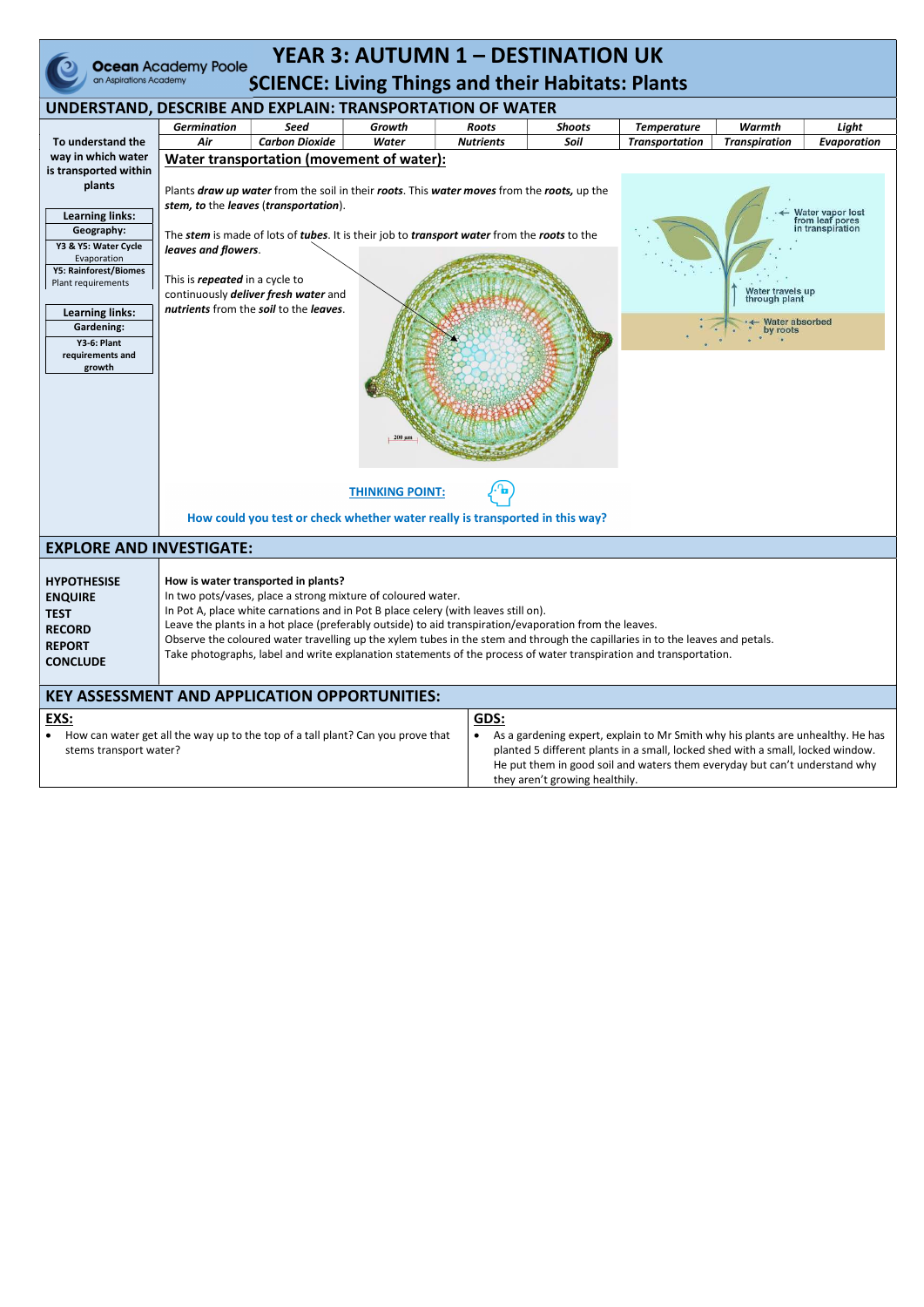# YEAR 3: AUTUMN 1 – DESTINATION UK

## SCIENCE: Living Things and their Habitats: Plants

## UNDERSTAND, DESCRIBE AND EXPLAIN: TRANSPORTATION OF WATER

| Germination | Seed | Growth | Roots | Shoots | Temperature | Warmth | Light |
|---|---|---|---|---|---|---|---|
| Air | Carbon Dioxide | Water | Nutrients | Soil | Transportation | Transpiration | Evaporation |

**To understand the way in which water is transported within plants**

| Learning links: |
|---|
| **Geography:** |
| **Y3 & Y5: Water Cycle** Evaporation |
| **Y5: Rainforest/Biomes** Plant requirements |

| Learning links: |
|---|
| **Gardening:** |
| **Y3-6: Plant requirements and growth** |

### Water transportation (movement of water):

Plants ***draw up water*** from the soil in their ***roots***. This ***water moves*** from the ***roots,*** up the ***stem, to*** the ***leaves*** (***transportation***).

The ***stem*** is made of lots of ***tubes***. It is their job to ***transport water*** from the ***roots*** to the ***leaves and flowers***.

This is ***repeated*** in a cycle to continuously ***deliver fresh water*** and ***nutrients*** from the ***soil*** to the ***leaves***.

200 µm

Water vapor lost from leaf pores in transpiration

Water travels up through plant

Water absorbed by roots

**THINKING POINT:**

**How could you test or check whether water really is transported in this way?**

## EXPLORE AND INVESTIGATE:

**HYPOTHESISE**
**ENQUIRE**
**TEST**
**RECORD**
**REPORT**
**CONCLUDE**

**How is water transported in plants?**

In two pots/vases, place a strong mixture of coloured water.

In Pot A, place white carnations and in Pot B place celery (with leaves still on).

Leave the plants in a hot place (preferably outside) to aid transpiration/evaporation from the leaves.

Observe the coloured water travelling up the xylem tubes in the stem and through the capillaries in to the leaves and petals.

Take photographs, label and write explanation statements of the process of water transpiration and transportation.

## KEY ASSESSMENT AND APPLICATION OPPORTUNITIES:

**EXS:**

- How can water get all the way up to the top of a tall plant? Can you prove that stems transport water?

**GDS:**

- As a gardening expert, explain to Mr Smith why his plants are unhealthy. He has planted 5 different plants in a small, locked shed with a small, locked window. He put them in good soil and waters them everyday but can't understand why they aren't growing healthily.